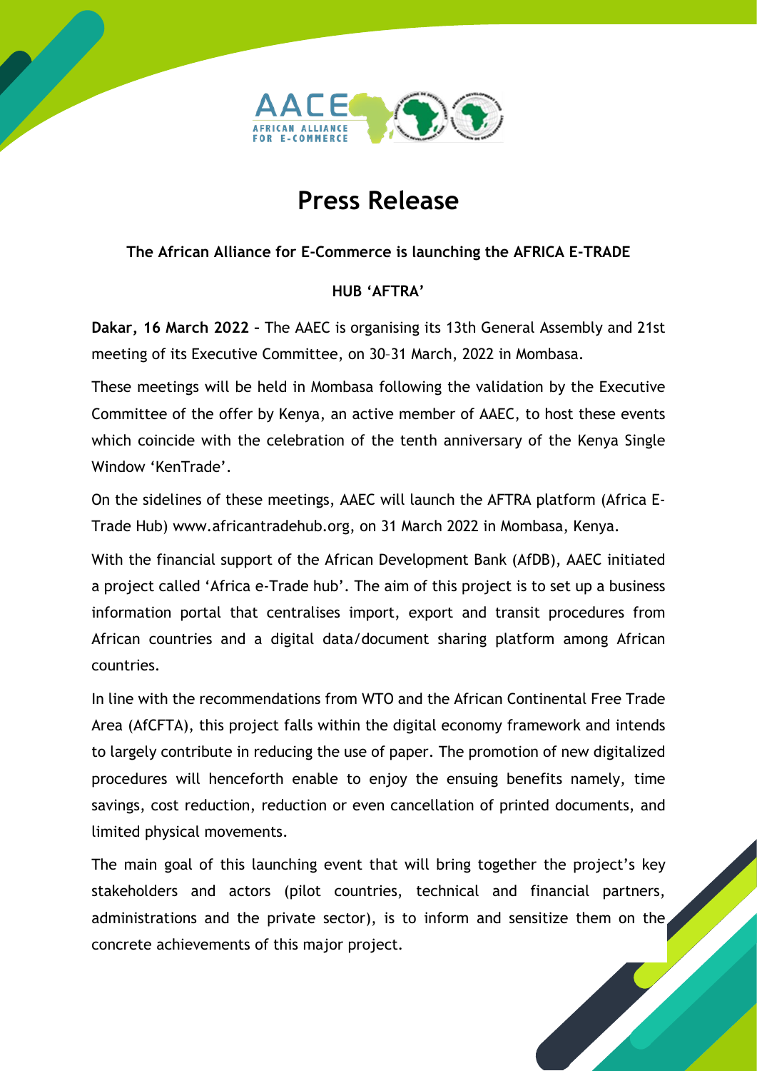# Press Release

**The African Alliance for E-Commerce is launching the AFRICA E-TRADE HUB 'AFTRA'**

**Dakar, 16 March 2022 –** The AAEC is organising its 13th General Assembly and 21st meeting of its Executive Committee, on 30–31 March, 2022 in Mombasa.

These meetings will be held in Mombasa following the validation by the Executive Committee of the offer by Kenya, an active member of AAEC, to host these events which coincide with the celebration of the tenth anniversary of the Kenya Single Window 'KenTrade'.

On the sidelines of these meetings, AAEC will launch the AFTRA platform (Africa E-Trade Hub) www.africantradehub.org, on 31 March 2022 in Mombasa, Kenya.

With the financial support of the African Development Bank (AfDB), AAEC initiated a project called 'Africa e-Trade hub'. The aim of this project is to set up a business information portal that centralises import, export and transit procedures from African countries and a digital data/document sharing platform among African countries.

In line with the recommendations from WTO and the African Continental Free Trade Area (AfCFTA), this project falls within the digital economy framework and intends to largely contribute in reducing the use of paper. The promotion of new digitalized procedures will henceforth enable to enjoy the ensuing benefits namely, time savings, cost reduction, reduction or even cancellation of printed documents, and limited physical movements.

The main goal of this launching event that will bring together the project's key stakeholders and actors (pilot countries, technical and financial partners, administrations and the private sector), is to inform and sensitize them on the concrete achievements of this major project.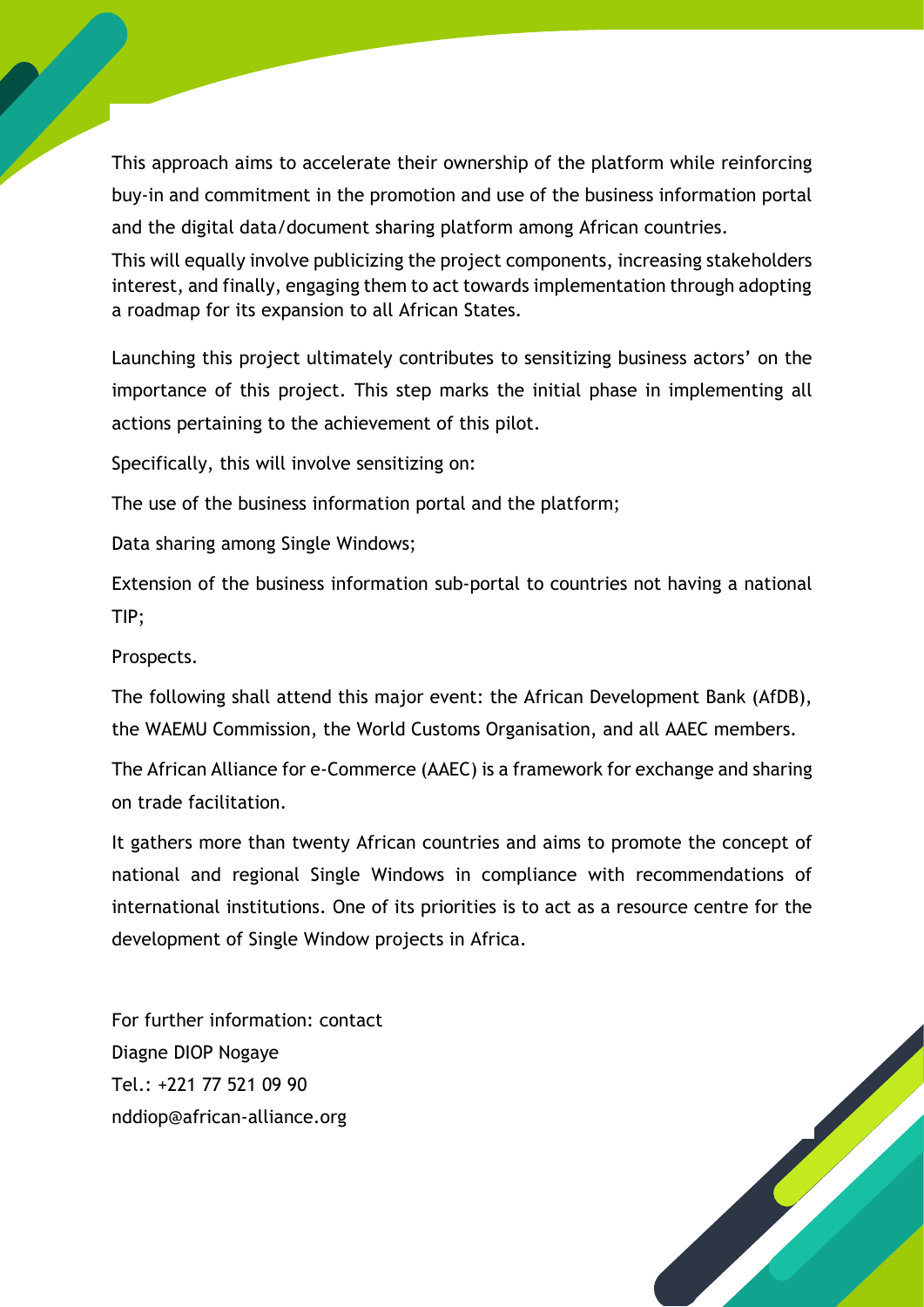This approach aims to accelerate their ownership of the platform while reinforcing buy-in and commitment in the promotion and use of the business information portal and the digital data/document sharing platform among African countries.

This will equally involve publicizing the project components, increasing stakeholders interest, and finally, engaging them to act towards implementation through adopting a roadmap for its expansion to all African States.

Launching this project ultimately contributes to sensitizing business actors' on the importance of this project. This step marks the initial phase in implementing all actions pertaining to the achievement of this pilot.

Specifically, this will involve sensitizing on:

The use of the business information portal and the platform;

Data sharing among Single Windows;

Extension of the business information sub-portal to countries not having a national TIP;

Prospects.

The following shall attend this major event: the African Development Bank (AfDB), the WAEMU Commission, the World Customs Organisation, and all AAEC members.

The African Alliance for e-Commerce (AAEC) is a framework for exchange and sharing on trade facilitation.

It gathers more than twenty African countries and aims to promote the concept of national and regional Single Windows in compliance with recommendations of international institutions. One of its priorities is to act as a resource centre for the development of Single Window projects in Africa.

For further information: contact
Diagne DIOP Nogaye
Tel.: +221 77 521 09 90
nddiop@african-alliance.org